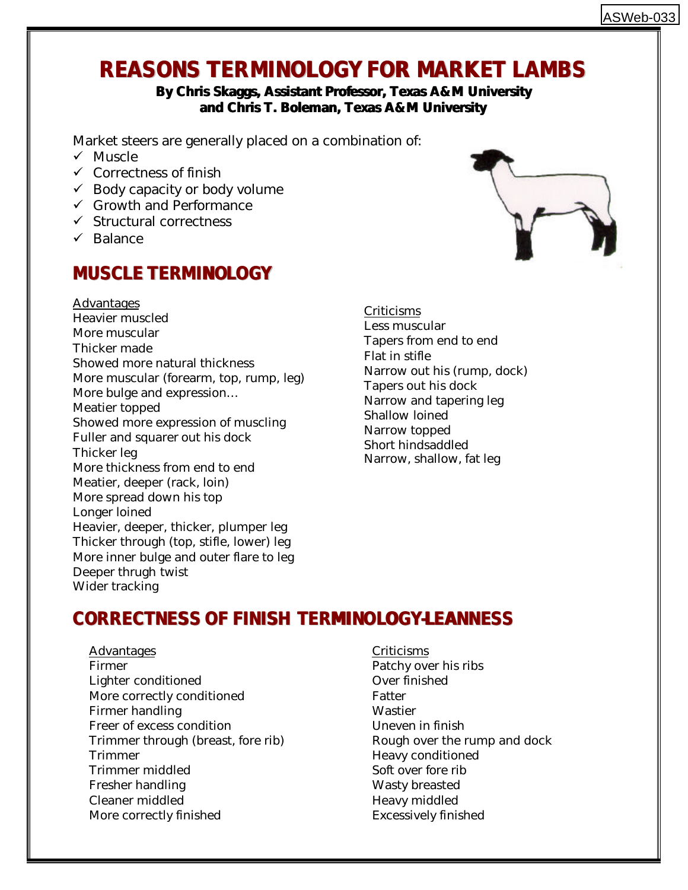# REASONS TERMINOLOGY FOR MARKET LAMBS

**By Chris Skaggs, Assistant Professor, Texas A&M University and Chris T. Boleman, Texas A&M University**

Market steers are generally placed on a combination of:

- ✓ Muscle
- ✓ Correctness of finish
- ✓ Body capacity or body volume
- ✓ Growth and Performance
- ✓ Structural correctness
- ✓ Balance

## MUSCLE TERMINOLOGY

<u>Advantages</u>

Heavier muscled
More muscular
Thicker made
Showed more natural thickness
More muscular (forearm, top, rump, leg)
More bulge and expression…
Meatier topped
Showed more expression of muscling
Fuller and squarer out his dock
Thicker leg
More thickness from end to end
Meatier, deeper (rack, loin)
More spread down his top
Longer loined
Heavier, deeper, thicker, plumper leg
Thicker through (top, stifle, lower) leg
More inner bulge and outer flare to leg
Deeper thrugh twist
Wider tracking

<u>Criticisms</u>

Less muscular
Tapers from end to end
Flat in stifle
Narrow out his (rump, dock)
Tapers out his dock
Narrow and tapering leg
Shallow loined
Narrow topped
Short hindsaddled
Narrow, shallow, fat leg

## CORRECTNESS OF FINISH TERMINOLOGY-LEANNESS

<u>Advantages</u>

Firmer
Lighter conditioned
More correctly conditioned
Firmer handling
Freer of excess condition
Trimmer through (breast, fore rib)
Trimmer
Trimmer middled
Fresher handling
Cleaner middled
More correctly finished

<u>Criticisms</u>

Patchy over his ribs
Over finished
Fatter
Wastier
Uneven in finish
Rough over the rump and dock
Heavy conditioned
Soft over fore rib
Wasty breasted
Heavy middled
Excessively finished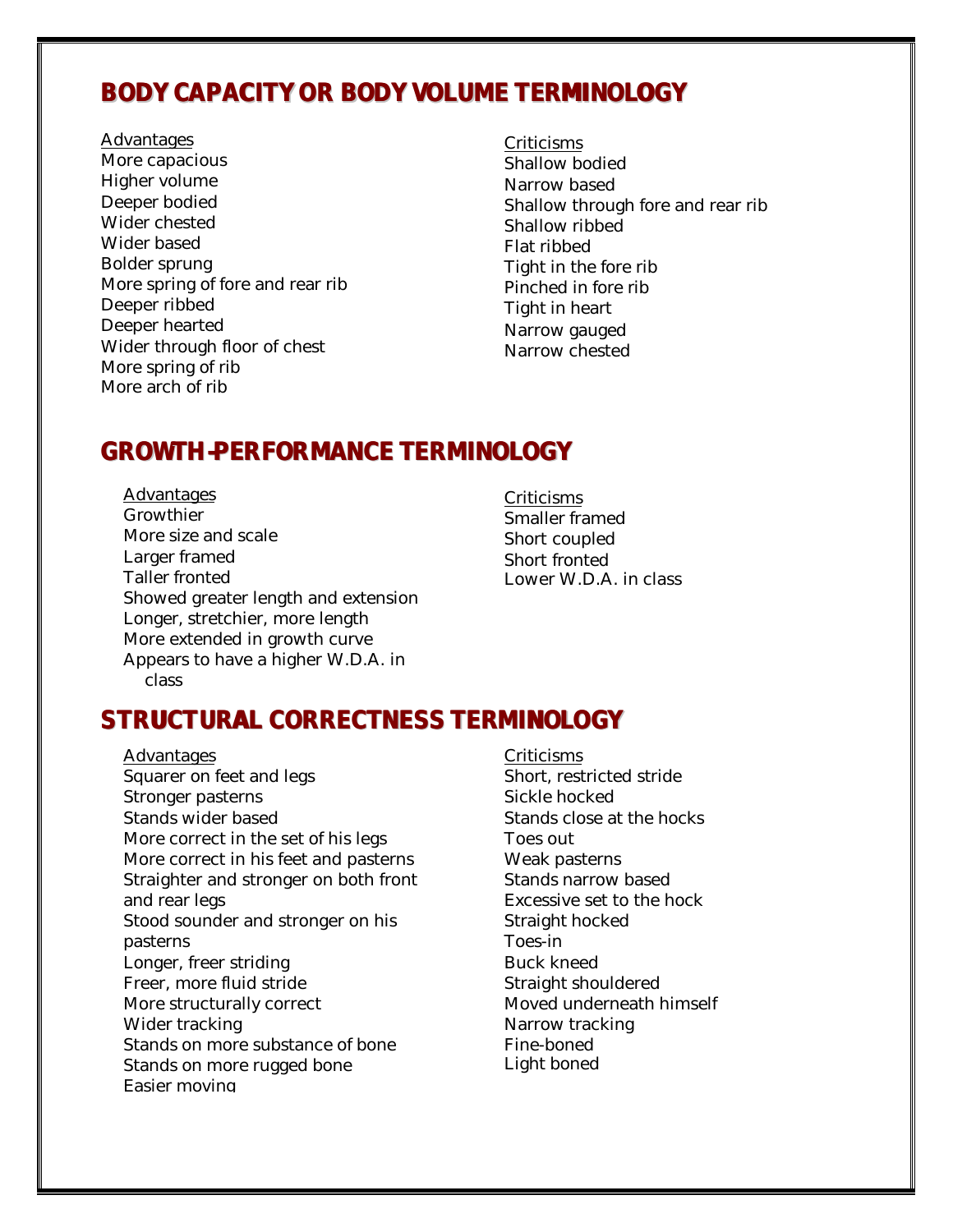## BODY CAPACITY OR BODY VOLUME TERMINOLOGY

Advantages

- More capacious
- Higher volume
- Deeper bodied
- Wider chested
- Wider based
- Bolder sprung
- More spring of fore and rear rib
- Deeper ribbed
- Deeper hearted
- Wider through floor of chest
- More spring of rib
- More arch of rib

Criticisms

- Shallow bodied
- Narrow based
- Shallow through fore and rear rib
- Shallow ribbed
- Flat ribbed
- Tight in the fore rib
- Pinched in fore rib
- Tight in heart
- Narrow gauged
- Narrow chested

## GROWTH-PERFORMANCE TERMINOLOGY

Advantages

- Growthier
- More size and scale
- Larger framed
- Taller fronted
- Showed greater length and extension
- Longer, stretchier, more length
- More extended in growth curve
- Appears to have a higher W.D.A. in class

Criticisms

- Smaller framed
- Short coupled
- Short fronted
- Lower W.D.A. in class

## STRUCTURAL CORRECTNESS TERMINOLOGY

Advantages

- Squarer on feet and legs
- Stronger pasterns
- Stands wider based
- More correct in the set of his legs
- More correct in his feet and pasterns
- Straighter and stronger on both front and rear legs
- Stood sounder and stronger on his pasterns
- Longer, freer striding
- Freer, more fluid stride
- More structurally correct
- Wider tracking
- Stands on more substance of bone
- Stands on more rugged bone
- Easier moving

Criticisms

- Short, restricted stride
- Sickle hocked
- Stands close at the hocks
- Toes out
- Weak pasterns
- Stands narrow based
- Excessive set to the hock
- Straight hocked
- Toes-in
- Buck kneed
- Straight shouldered
- Moved underneath himself
- Narrow tracking
- Fine-boned
- Light boned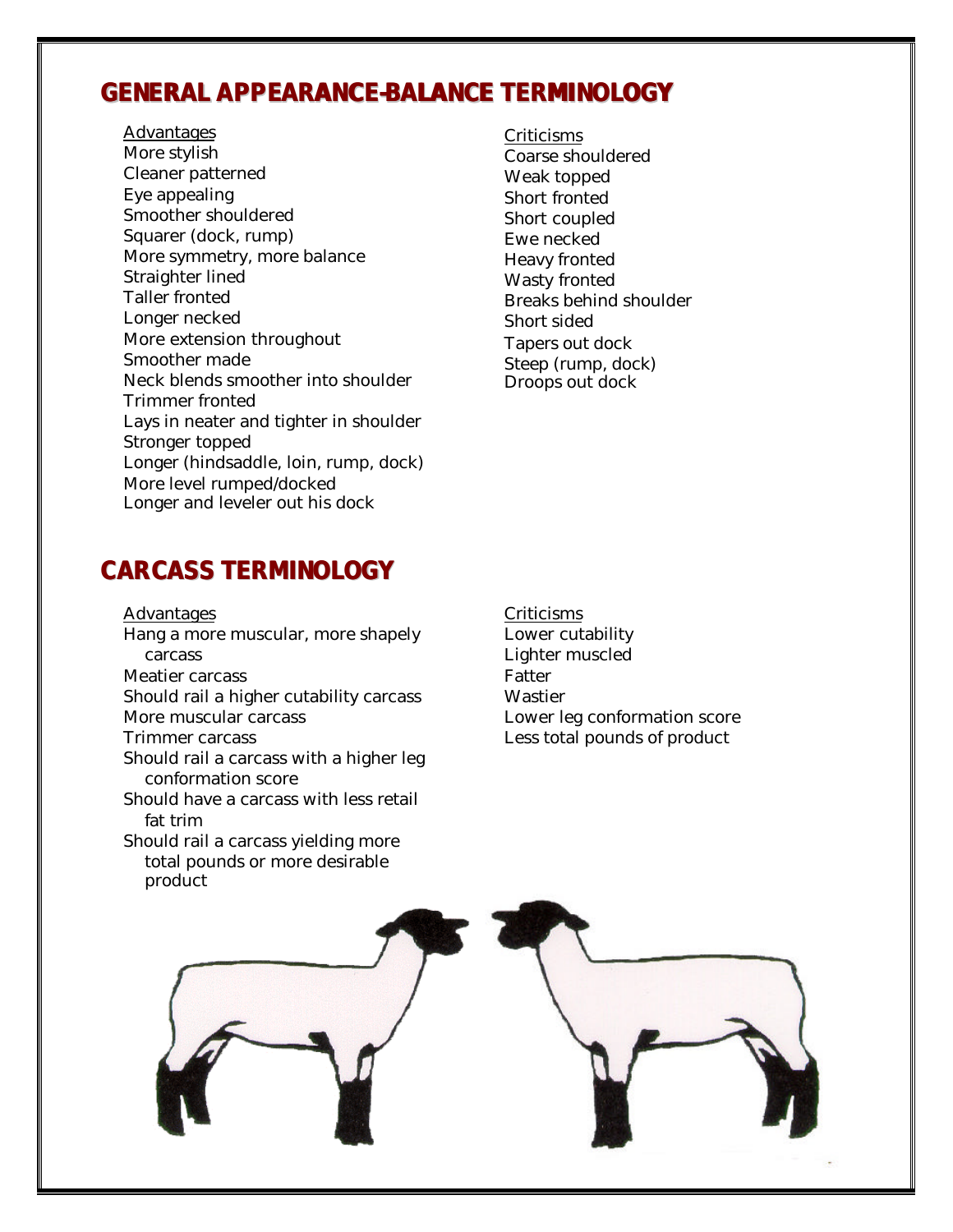## GENERAL APPEARANCE-BALANCE TERMINOLOGY

Advantages

More stylish
Cleaner patterned
Eye appealing
Smoother shouldered
Squarer (dock, rump)
More symmetry, more balance
Straighter lined
Taller fronted
Longer necked
More extension throughout
Smoother made
Neck blends smoother into shoulder
Trimmer fronted
Lays in neater and tighter in shoulder
Stronger topped
Longer (hindsaddle, loin, rump, dock)
More level rumped/docked
Longer and leveler out his dock

Criticisms

Coarse shouldered
Weak topped
Short fronted
Short coupled
Ewe necked
Heavy fronted
Wasty fronted
Breaks behind shoulder
Short sided
Tapers out dock
Steep (rump, dock)
Droops out dock

## CARCASS TERMINOLOGY

Advantages

Hang a more muscular, more shapely carcass
Meatier carcass
Should rail a higher cutability carcass
More muscular carcass
Trimmer carcass
Should rail a carcass with a higher leg conformation score
Should have a carcass with less retail fat trim
Should rail a carcass yielding more total pounds or more desirable product

Criticisms

Lower cutability
Lighter muscled
Fatter
Wastier
Lower leg conformation score
Less total pounds of product